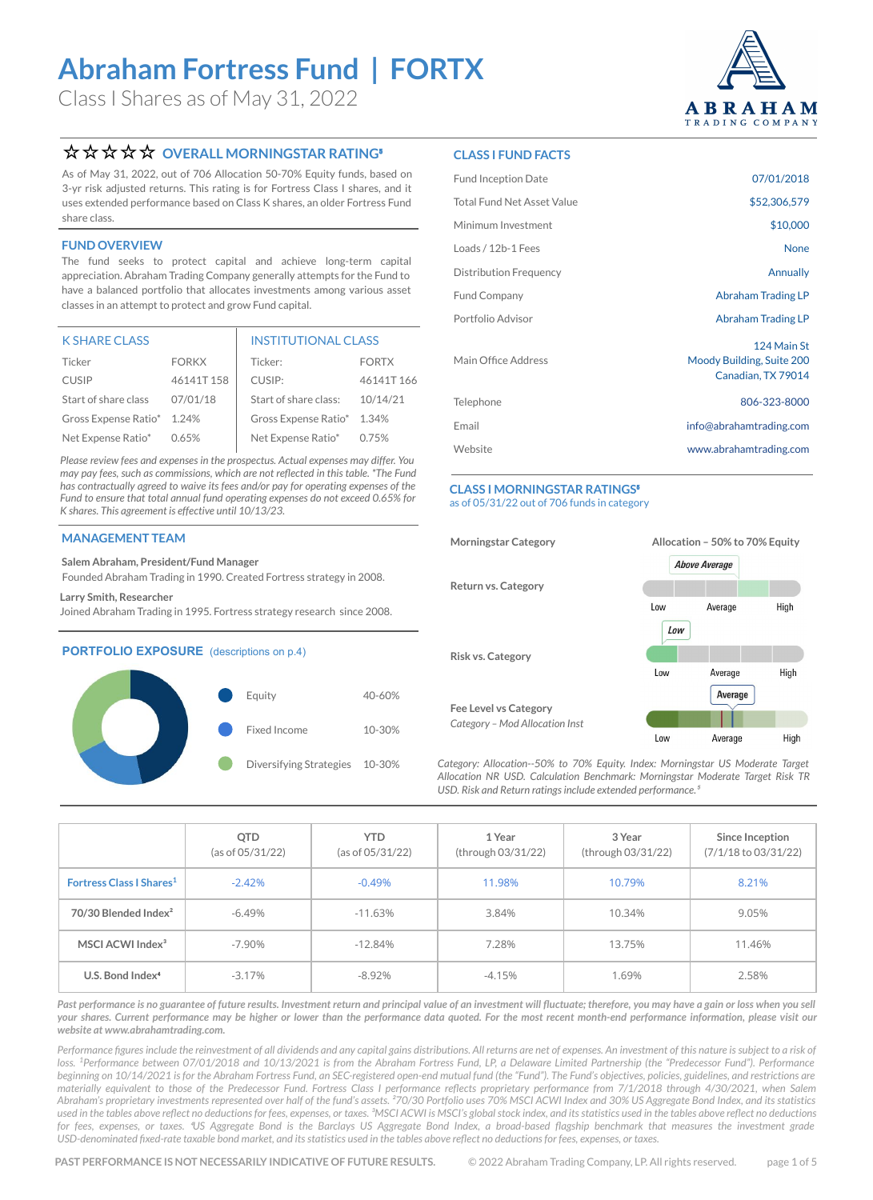# Abraham Fortress Fund | FORTX

Class I Shares as of May 31, 2022

ABRAHAM TRADING COMPANY

## ☆☆☆☆☆ OVERALL MORNINGSTAR RATING[5]

As of May 31, 2022, out of 706 Allocation 50-70% Equity funds, based on 3-yr risk adjusted returns. This rating is for Fortress Class I shares, and it uses extended performance based on Class K shares, an older Fortress Fund share class.

## FUND OVERVIEW

The fund seeks to protect capital and achieve long-term capital appreciation. Abraham Trading Company generally attempts for the Fund to have a balanced portfolio that allocates investments among various asset classes in an attempt to protect and grow Fund capital.

| K SHARE CLASS | | INSTITUTIONAL CLASS | |
|---|---|---|---|
| Ticker | FORKX | Ticker: | FORTX |
| CUSIP | 46141T 158 | CUSIP: | 46141T 166 |
| Start of share class | 07/01/18 | Start of share class: | 10/14/21 |
| Gross Expense Ratio* | 1.24% | Gross Expense Ratio* | 1.34% |
| Net Expense Ratio* | 0.65% | Net Expense Ratio* | 0.75% |

*Please review fees and expenses in the prospectus. Actual expenses may differ. You may pay fees, such as commissions, which are not reflected in this table. *The Fund has contractually agreed to waive its fees and/or pay for operating expenses of the Fund to ensure that total annual fund operating expenses do not exceed 0.65% for K shares. This agreement is effective until 10/13/23.*

## MANAGEMENT TEAM

**Salem Abraham, President/Fund Manager**
Founded Abraham Trading in 1990. Created Fortress strategy in 2008.

**Larry Smith, Researcher**
Joined Abraham Trading in 1995. Fortress strategy research since 2008.

## PORTFOLIO EXPOSURE (descriptions on p.4)

| | |
|---|---|
| Equity | 40-60% |
| Fixed Income | 10-30% |
| Diversifying Strategies | 10-30% |

## CLASS I FUND FACTS

| | |
|---|---|
| Fund Inception Date | 07/01/2018 |
| Total Fund Net Asset Value | $52,306,579 |
| Minimum Investment | $10,000 |
| Loads / 12b-1 Fees | None |
| Distribution Frequency | Annually |
| Fund Company | Abraham Trading LP |
| Portfolio Advisor | Abraham Trading LP |
| Main Office Address | 124 Main St, Moody Building, Suite 200, Canadian, TX 79014 |
| Telephone | 806-323-8000 |
| Email | info@abrahamtrading.com |
| Website | www.abrahamtrading.com |

## CLASS I MORNINGSTAR RATINGS[5]

as of 05/31/22 out of 706 funds in category

| | |
|---|---|
| Morningstar Category | Allocation – 50% to 70% Equity |
| Return vs. Category | Above Average |
| Risk vs. Category | Low |
| Fee Level vs Category (Category – Mod Allocation Inst) | Average |

*Category: Allocation--50% to 70% Equity. Index: Morningstar US Moderate Target Allocation NR USD. Calculation Benchmark: Morningstar Moderate Target Risk TR USD. Risk and Return ratings include extended performance.[5]*

| | QTD (as of 05/31/22) | YTD (as of 05/31/22) | 1 Year (through 03/31/22) | 3 Year (through 03/31/22) | Since Inception (7/1/18 to 03/31/22) |
|---|---|---|---|---|---|
| Fortress Class I Shares[1] | -2.42% | -0.49% | 11.98% | 10.79% | 8.21% |
| 70/30 Blended Index[2] | -6.49% | -11.63% | 3.84% | 10.34% | 9.05% |
| MSCI ACWI Index[3] | -7.90% | -12.84% | 7.28% | 13.75% | 11.46% |
| U.S. Bond Index[4] | -3.17% | -8.92% | -4.15% | 1.69% | 2.58% |

***Past performance is no guarantee of future results. Investment return and principal value of an investment will fluctuate; therefore, you may have a gain or loss when you sell your shares. Current performance may be higher or lower than the performance data quoted. For the most recent month-end performance information, please visit our website at www.abrahamtrading.com.***

*Performance figures include the reinvestment of all dividends and any capital gains distributions. All returns are net of expenses. An investment of this nature is subject to a risk of loss. [1]Performance between 07/01/2018 and 10/13/2021 is from the Abraham Fortress Fund, LP, a Delaware Limited Partnership (the "Predecessor Fund"). Performance beginning on 10/14/2021 is for the Abraham Fortress Fund, an SEC-registered open-end mutual fund (the "Fund"). The Fund's objectives, policies, guidelines, and restrictions are materially equivalent to those of the Predecessor Fund. Fortress Class I performance reflects proprietary performance from 7/1/2018 through 4/30/2021, when Salem Abraham's proprietary investments represented over half of the fund's assets. [2]70/30 Portfolio uses 70% MSCI ACWI Index and 30% US Aggregate Bond Index, and its statistics used in the tables above reflect no deductions for fees, expenses, or taxes. [3]MSCI ACWI is MSCI's global stock index, and its statistics used in the tables above reflect no deductions for fees, expenses, or taxes. [4]US Aggregate Bond is the Barclays US Aggregate Bond Index, a broad-based flagship benchmark that measures the investment grade USD-denominated fixed-rate taxable bond market, and its statistics used in the tables above reflect no deductions for fees, expenses, or taxes.*

PAST PERFORMANCE IS NOT NECESSARILY INDICATIVE OF FUTURE RESULTS. © 2022 Abraham Trading Company, LP. All rights reserved.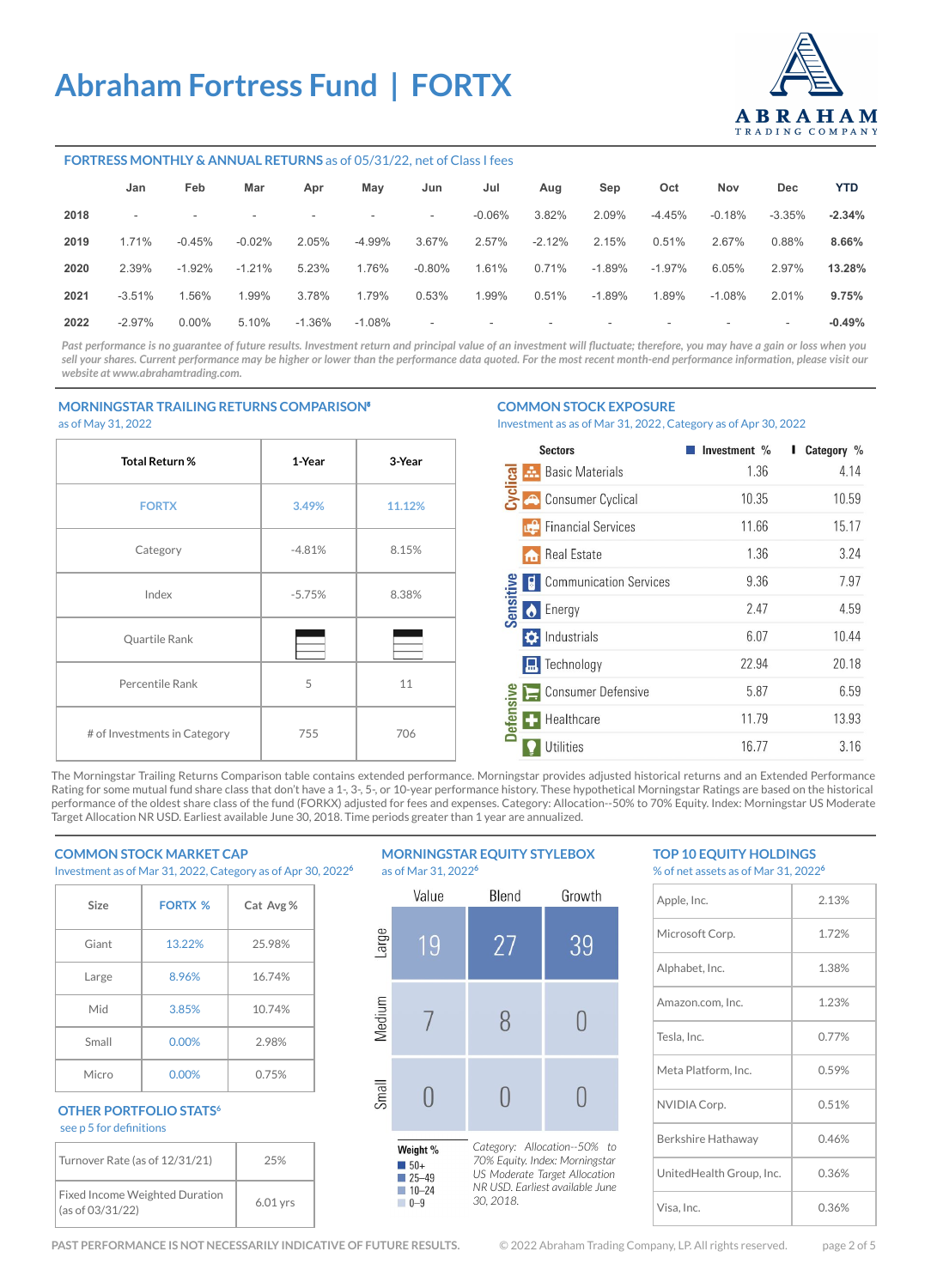# Abraham Fortress Fund | FORTX

## FORTRESS MONTHLY & ANNUAL RETURNS as of 05/31/22, net of Class I fees

| | Jan | Feb | Mar | Apr | May | Jun | Jul | Aug | Sep | Oct | Nov | Dec | YTD |
|---|---|---|---|---|---|---|---|---|---|---|---|---|---|
| **2018** | - | - | - | - | - | - | -0.06% | 3.82% | 2.09% | -4.45% | -0.18% | -3.35% | **-2.34%** |
| **2019** | 1.71% | -0.45% | -0.02% | 2.05% | -4.99% | 3.67% | 2.57% | -2.12% | 2.15% | 0.51% | 2.67% | 0.88% | **8.66%** |
| **2020** | 2.39% | -1.92% | -1.21% | 5.23% | 1.76% | -0.80% | 1.61% | 0.71% | -1.89% | -1.97% | 6.05% | 2.97% | **13.28%** |
| **2021** | -3.51% | 1.56% | 1.99% | 3.78% | 1.79% | 0.53% | 1.99% | 0.51% | -1.89% | 1.89% | -1.08% | 2.01% | **9.75%** |
| **2022** | -2.97% | 0.00% | 5.10% | -1.36% | -1.08% | - | - | - | - | - | - | - | **-0.49%** |

*Past performance is no guarantee of future results. Investment return and principal value of an investment will fluctuate; therefore, you may have a gain or loss when you sell your shares. Current performance may be higher or lower than the performance data quoted. For the most recent month-end performance information, please visit our website at www.abrahamtrading.com.*

## MORNINGSTAR TRAILING RETURNS COMPARISON[6]

as of May 31, 2022

| Total Return % | 1-Year | 3-Year |
|---|---|---|
| FORTX | 3.49% | 11.12% |
| Category | -4.81% | 8.15% |
| Index | -5.75% | 8.38% |
| Quartile Rank | | |
| Percentile Rank | 5 | 11 |
| # of Investments in Category | 755 | 706 |

## COMMON STOCK EXPOSURE

Investment as as of Mar 31, 2022, Category as of Apr 30, 2022

| | Sectors | Investment % | Category % |
|---|---|---|---|
| Cyclical | Basic Materials | 1.36 | 4.14 |
| | Consumer Cyclical | 10.35 | 10.59 |
| | Financial Services | 11.66 | 15.17 |
| | Real Estate | 1.36 | 3.24 |
| Sensitive | Communication Services | 9.36 | 7.97 |
| | Energy | 2.47 | 4.59 |
| | Industrials | 6.07 | 10.44 |
| | Technology | 22.94 | 20.18 |
| Defensive | Consumer Defensive | 5.87 | 6.59 |
| | Healthcare | 11.79 | 13.93 |
| | Utilities | 16.77 | 3.16 |

The Morningstar Trailing Returns Comparison table contains extended performance. Morningstar provides adjusted historical returns and an Extended Performance Rating for some mutual fund share class that don't have a 1-, 3-, 5-, or 10-year performance history. These hypothetical Morningstar Ratings are based on the historical performance of the oldest share class of the fund (FORKX) adjusted for fees and expenses. Category: Allocation--50% to 70% Equity. Index: Morningstar US Moderate Target Allocation NR USD. Earliest available June 30, 2018. Time periods greater than 1 year are annualized.

## COMMON STOCK MARKET CAP

Investment as of Mar 31, 2022, Category as of Apr 30, 2022[6]

| Size | FORTX % | Cat Avg % |
|---|---|---|
| Giant | 13.22% | 25.98% |
| Large | 8.96% | 16.74% |
| Mid | 3.85% | 10.74% |
| Small | 0.00% | 2.98% |
| Micro | 0.00% | 0.75% |

## OTHER PORTFOLIO STATS[6]

see p 5 for definitions

| | |
|---|---|
| Turnover Rate (as of 12/31/21) | 25% |
| Fixed Income Weighted Duration (as of 03/31/22) | 6.01 yrs |

## MORNINGSTAR EQUITY STYLEBOX

as of Mar 31, 2022[6]

| | Value | Blend | Growth |
|---|---|---|---|
| Large | 19 | 27 | 39 |
| Medium | 7 | 8 | 0 |
| Small | 0 | 0 | 0 |

**Weight %**
- 50+
- 25–49
- 10–24
- 0–9

*Category: Allocation--50% to 70% Equity. Index: Morningstar US Moderate Target Allocation NR USD. Earliest available June 30, 2018.*

## TOP 10 EQUITY HOLDINGS

% of net assets as of Mar 31, 2022[6]

| Holding | % |
|---|---|
| Apple, Inc. | 2.13% |
| Microsoft Corp. | 1.72% |
| Alphabet, Inc. | 1.38% |
| Amazon.com, Inc. | 1.23% |
| Tesla, Inc. | 0.77% |
| Meta Platform, Inc. | 0.59% |
| NVIDIA Corp. | 0.51% |
| Berkshire Hathaway | 0.46% |
| UnitedHealth Group, Inc. | 0.36% |
| Visa, Inc. | 0.36% |

PAST PERFORMANCE IS NOT NECESSARILY INDICATIVE OF FUTURE RESULTS.

© 2022 Abraham Trading Company, LP. All rights reserved.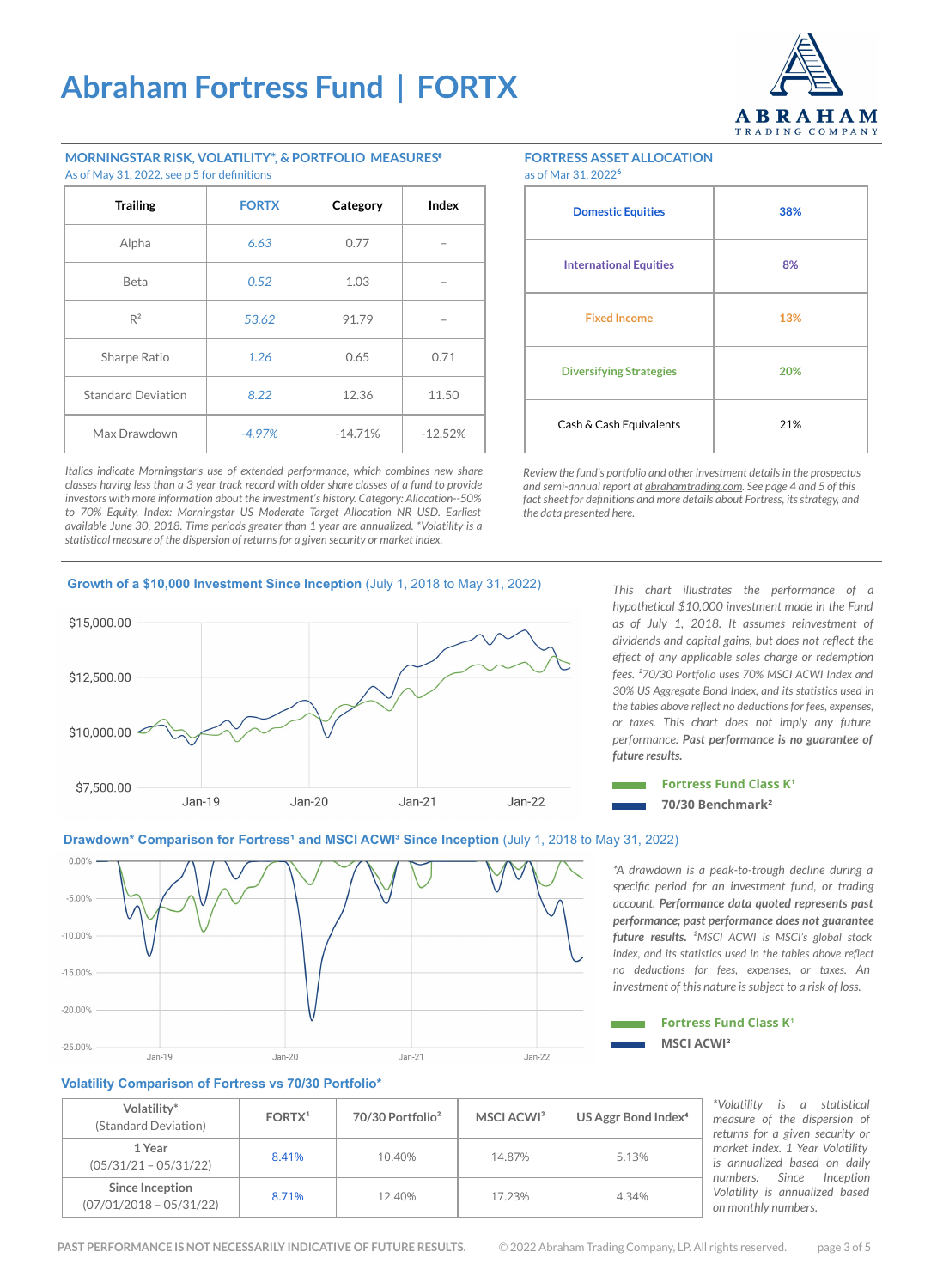# Abraham Fortress Fund | FORTX

ABRAHAM TRADING COMPANY

## MORNINGSTAR RISK, VOLATILITY*, & PORTFOLIO MEASURES[6]

As of May 31, 2022, see p 5 for definitions

| Trailing | FORTX | Category | Index |
|---|---|---|---|
| Alpha | *6.63* | 0.77 | – |
| Beta | *0.52* | 1.03 | – |
| $R^2$ | *53.62* | 91.79 | – |
| Sharpe Ratio | *1.26* | 0.65 | 0.71 |
| Standard Deviation | *8.22* | 12.36 | 11.50 |
| Max Drawdown | *-4.97%* | -14.71% | -12.52% |

*Italics indicate Morningstar's use of extended performance, which combines new share classes having less than a 3 year track record with older share classes of a fund to provide investors with more information about the investment's history. Category: Allocation--50% to 70% Equity. Index: Morningstar US Moderate Target Allocation NR USD. Earliest available June 30, 2018. Time periods greater than 1 year are annualized. *Volatility is a statistical measure of the dispersion of returns for a given security or market index.*

## FORTRESS ASSET ALLOCATION

as of Mar 31, 2022[6]

| Asset Class | Allocation |
|---|---|
| Domestic Equities | 38% |
| International Equities | 8% |
| Fixed Income | 13% |
| Diversifying Strategies | 20% |
| Cash & Cash Equivalents | 21% |

*Review the fund's portfolio and other investment details in the prospectus and semi-annual report at abrahamtrading.com. See page 4 and 5 of this fact sheet for definitions and more details about Fortress, its strategy, and the data presented here.*

## Growth of a $10,000 Investment Since Inception (July 1, 2018 to May 31, 2022)

$15,000.00
$12,500.00
$10,000.00
$7,500.00

Jan-19 Jan-20 Jan-21 Jan-22

Fortress Fund Class K[1]
70/30 Benchmark[2]

*This chart illustrates the performance of a hypothetical $10,000 investment made in the Fund as of July 1, 2018. It assumes reinvestment of dividends and capital gains, but does not reflect the effect of any applicable sales charge or redemption fees. [2]70/30 Portfolio uses 70% MSCI ACWI Index and 30% US Aggregate Bond Index, and its statistics used in the tables above reflect no deductions for fees, expenses, or taxes. This chart does not imply any future performance.* ***Past performance is no guarantee of future results.***

## Drawdown* Comparison for Fortress[1] and MSCI ACWI[3] Since Inception (July 1, 2018 to May 31, 2022)

0.00%
-5.00%
-10.00%
-15.00%
-20.00%
-25.00%

Jan-19 Jan-20 Jan-21 Jan-22

Fortress Fund Class K[1]
MSCI ACWI[2]

**A drawdown is a peak-to-trough decline during a specific period for an investment fund, or trading account.* ***Performance data quoted represents past performance; past performance does not guarantee future results.*** *[2]MSCI ACWI is MSCI's global stock index, and its statistics used in the tables above reflect no deductions for fees, expenses, or taxes. An investment of this nature is subject to a risk of loss.*

## Volatility Comparison of Fortress vs 70/30 Portfolio*

| Volatility* (Standard Deviation) | FORTX[1] | 70/30 Portfolio[2] | MSCI ACWI[3] | US Aggr Bond Index[4] |
|---|---|---|---|---|
| 1 Year (05/31/21 – 05/31/22) | 8.41% | 10.40% | 14.87% | 5.13% |
| Since Inception (07/01/2018 – 05/31/22) | 8.71% | 12.40% | 17.23% | 4.34% |

**Volatility is a statistical measure of the dispersion of returns for a given security or market index. 1 Year Volatility is annualized based on daily numbers. Since Inception Volatility is annualized based on monthly numbers.*

PAST PERFORMANCE IS NOT NECESSARILY INDICATIVE OF FUTURE RESULTS. © 2022 Abraham Trading Company, LP. All rights reserved.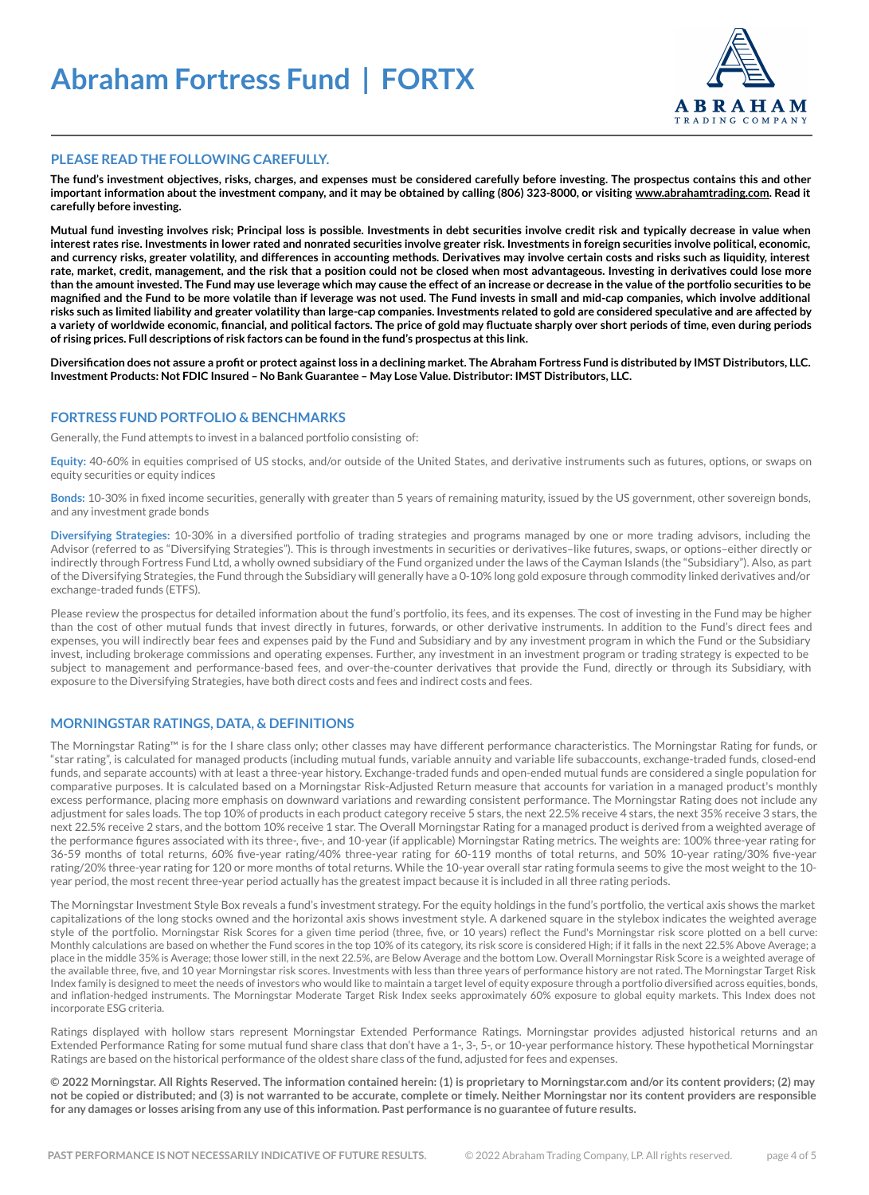# Abraham Fortress Fund | FORTX

## PLEASE READ THE FOLLOWING CAREFULLY.

**The fund's investment objectives, risks, charges, and expenses must be considered carefully before investing. The prospectus contains this and other important information about the investment company, and it may be obtained by calling (806) 323-8000, or visiting www.abrahamtrading.com. Read it carefully before investing.**

**Mutual fund investing involves risk; Principal loss is possible. Investments in debt securities involve credit risk and typically decrease in value when interest rates rise. Investments in lower rated and nonrated securities involve greater risk. Investments in foreign securities involve political, economic, and currency risks, greater volatility, and differences in accounting methods. Derivatives may involve certain costs and risks such as liquidity, interest rate, market, credit, management, and the risk that a position could not be closed when most advantageous. Investing in derivatives could lose more than the amount invested. The Fund may use leverage which may cause the effect of an increase or decrease in the value of the portfolio securities to be magnified and the Fund to be more volatile than if leverage was not used. The Fund invests in small and mid-cap companies, which involve additional risks such as limited liability and greater volatility than large-cap companies. Investments related to gold are considered speculative and are affected by a variety of worldwide economic, financial, and political factors. The price of gold may fluctuate sharply over short periods of time, even during periods of rising prices. Full descriptions of risk factors can be found in the fund's prospectus at this link.**

**Diversification does not assure a profit or protect against loss in a declining market. The Abraham Fortress Fund is distributed by IMST Distributors, LLC. Investment Products: Not FDIC Insured – No Bank Guarantee – May Lose Value. Distributor: IMST Distributors, LLC.**

## FORTRESS FUND PORTFOLIO & BENCHMARKS

Generally, the Fund attempts to invest in a balanced portfolio consisting of:

**Equity:** 40-60% in equities comprised of US stocks, and/or outside of the United States, and derivative instruments such as futures, options, or swaps on equity securities or equity indices

**Bonds:** 10-30% in fixed income securities, generally with greater than 5 years of remaining maturity, issued by the US government, other sovereign bonds, and any investment grade bonds

**Diversifying Strategies:** 10-30% in a diversified portfolio of trading strategies and programs managed by one or more trading advisors, including the Advisor (referred to as "Diversifying Strategies"). This is through investments in securities or derivatives–like futures, swaps, or options–either directly or indirectly through Fortress Fund Ltd, a wholly owned subsidiary of the Fund organized under the laws of the Cayman Islands (the "Subsidiary"). Also, as part of the Diversifying Strategies, the Fund through the Subsidiary will generally have a 0-10% long gold exposure through commodity linked derivatives and/or exchange-traded funds (ETFS).

Please review the prospectus for detailed information about the fund's portfolio, its fees, and its expenses. The cost of investing in the Fund may be higher than the cost of other mutual funds that invest directly in futures, forwards, or other derivative instruments. In addition to the Fund's direct fees and expenses, you will indirectly bear fees and expenses paid by the Fund and Subsidiary and by any investment program in which the Fund or the Subsidiary invest, including brokerage commissions and operating expenses. Further, any investment in an investment program or trading strategy is expected to be subject to management and performance-based fees, and over-the-counter derivatives that provide the Fund, directly or through its Subsidiary, with exposure to the Diversifying Strategies, have both direct costs and fees and indirect costs and fees.

## MORNINGSTAR RATINGS, DATA, & DEFINITIONS

The Morningstar Rating™ is for the I share class only; other classes may have different performance characteristics. The Morningstar Rating for funds, or "star rating", is calculated for managed products (including mutual funds, variable annuity and variable life subaccounts, exchange-traded funds, closed-end funds, and separate accounts) with at least a three-year history. Exchange-traded funds and open-ended mutual funds are considered a single population for comparative purposes. It is calculated based on a Morningstar Risk-Adjusted Return measure that accounts for variation in a managed product's monthly excess performance, placing more emphasis on downward variations and rewarding consistent performance. The Morningstar Rating does not include any adjustment for sales loads. The top 10% of products in each product category receive 5 stars, the next 22.5% receive 4 stars, the next 35% receive 3 stars, the next 22.5% receive 2 stars, and the bottom 10% receive 1 star. The Overall Morningstar Rating for a managed product is derived from a weighted average of the performance figures associated with its three-, five-, and 10-year (if applicable) Morningstar Rating metrics. The weights are: 100% three-year rating for 36-59 months of total returns, 60% five-year rating/40% three-year rating for 60-119 months of total returns, and 50% 10-year rating/30% five-year rating/20% three-year rating for 120 or more months of total returns. While the 10-year overall star rating formula seems to give the most weight to the 10-year period, the most recent three-year period actually has the greatest impact because it is included in all three rating periods.

The Morningstar Investment Style Box reveals a fund's investment strategy. For the equity holdings in the fund's portfolio, the vertical axis shows the market capitalizations of the long stocks owned and the horizontal axis shows investment style. A darkened square in the stylebox indicates the weighted average style of the portfolio. Morningstar Risk Scores for a given time period (three, five, or 10 years) reflect the Fund's Morningstar risk score plotted on a bell curve: Monthly calculations are based on whether the Fund scores in the top 10% of its category, its risk score is considered High; if it falls in the next 22.5% Above Average; a place in the middle 35% is Average; those lower still, in the next 22.5%, are Below Average and the bottom Low. Overall Morningstar Risk Score is a weighted average of the available three, five, and 10 year Morningstar risk scores. Investments with less than three years of performance history are not rated. The Morningstar Target Risk Index family is designed to meet the needs of investors who would like to maintain a target level of equity exposure through a portfolio diversified across equities, bonds, and inflation-hedged instruments. The Morningstar Moderate Target Risk Index seeks approximately 60% exposure to global equity markets. This Index does not incorporate ESG criteria.

Ratings displayed with hollow stars represent Morningstar Extended Performance Ratings. Morningstar provides adjusted historical returns and an Extended Performance Rating for some mutual fund share class that don't have a 1-, 3-, 5-, or 10-year performance history. These hypothetical Morningstar Ratings are based on the historical performance of the oldest share class of the fund, adjusted for fees and expenses.

**© 2022 Morningstar. All Rights Reserved. The information contained herein: (1) is proprietary to Morningstar.com and/or its content providers; (2) may not be copied or distributed; and (3) is not warranted to be accurate, complete or timely. Neither Morningstar nor its content providers are responsible for any damages or losses arising from any use of this information. Past performance is no guarantee of future results.**

PAST PERFORMANCE IS NOT NECESSARILY INDICATIVE OF FUTURE RESULTS. © 2022 Abraham Trading Company, LP. All rights reserved.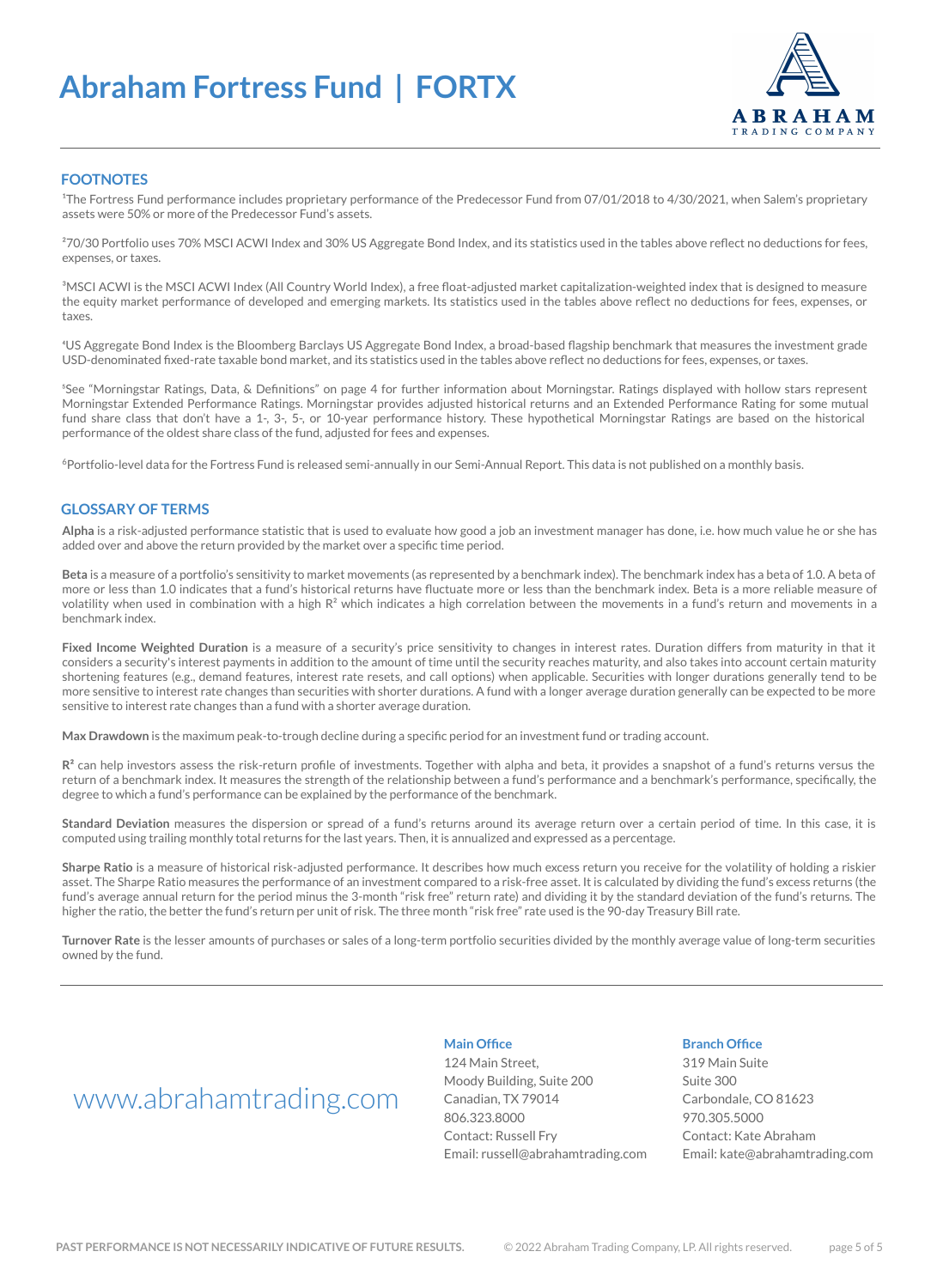# Abraham Fortress Fund | FORTX

ABRAHAM TRADING COMPANY

## FOOTNOTES

[1]The Fortress Fund performance includes proprietary performance of the Predecessor Fund from 07/01/2018 to 4/30/2021, when Salem's proprietary assets were 50% or more of the Predecessor Fund's assets.

[2]70/30 Portfolio uses 70% MSCI ACWI Index and 30% US Aggregate Bond Index, and its statistics used in the tables above reflect no deductions for fees, expenses, or taxes.

[3]MSCI ACWI is the MSCI ACWI Index (All Country World Index), a free float-adjusted market capitalization-weighted index that is designed to measure the equity market performance of developed and emerging markets. Its statistics used in the tables above reflect no deductions for fees, expenses, or taxes.

[4]US Aggregate Bond Index is the Bloomberg Barclays US Aggregate Bond Index, a broad-based flagship benchmark that measures the investment grade USD-denominated fixed-rate taxable bond market, and its statistics used in the tables above reflect no deductions for fees, expenses, or taxes.

[5]See "Morningstar Ratings, Data, & Definitions" on page 4 for further information about Morningstar. Ratings displayed with hollow stars represent Morningstar Extended Performance Ratings. Morningstar provides adjusted historical returns and an Extended Performance Rating for some mutual fund share class that don't have a 1-, 3-, 5-, or 10-year performance history. These hypothetical Morningstar Ratings are based on the historical performance of the oldest share class of the fund, adjusted for fees and expenses.

[6]Portfolio-level data for the Fortress Fund is released semi-annually in our Semi-Annual Report. This data is not published on a monthly basis.

## GLOSSARY OF TERMS

**Alpha** is a risk-adjusted performance statistic that is used to evaluate how good a job an investment manager has done, i.e. how much value he or she has added over and above the return provided by the market over a specific time period.

**Beta** is a measure of a portfolio's sensitivity to market movements (as represented by a benchmark index). The benchmark index has a beta of 1.0. A beta of more or less than 1.0 indicates that a fund's historical returns have fluctuate more or less than the benchmark index. Beta is a more reliable measure of volatility when used in combination with a high $R^2$ which indicates a high correlation between the movements in a fund's return and movements in a benchmark index.

**Fixed Income Weighted Duration** is a measure of a security's price sensitivity to changes in interest rates. Duration differs from maturity in that it considers a security's interest payments in addition to the amount of time until the security reaches maturity, and also takes into account certain maturity shortening features (e.g., demand features, interest rate resets, and call options) when applicable. Securities with longer durations generally tend to be more sensitive to interest rate changes than securities with shorter durations. A fund with a longer average duration generally can be expected to be more sensitive to interest rate changes than a fund with a shorter average duration.

**Max Drawdown** is the maximum peak-to-trough decline during a specific period for an investment fund or trading account.

**$R^2$** can help investors assess the risk-return profile of investments. Together with alpha and beta, it provides a snapshot of a fund's returns versus the return of a benchmark index. It measures the strength of the relationship between a fund's performance and a benchmark's performance, specifically, the degree to which a fund's performance can be explained by the performance of the benchmark.

**Standard Deviation** measures the dispersion or spread of a fund's returns around its average return over a certain period of time. In this case, it is computed using trailing monthly total returns for the last years. Then, it is annualized and expressed as a percentage.

**Sharpe Ratio** is a measure of historical risk-adjusted performance. It describes how much excess return you receive for the volatility of holding a riskier asset. The Sharpe Ratio measures the performance of an investment compared to a risk-free asset. It is calculated by dividing the fund's excess returns (the fund's average annual return for the period minus the 3-month "risk free" return rate) and dividing it by the standard deviation of the fund's returns. The higher the ratio, the better the fund's return per unit of risk. The three month "risk free" rate used is the 90-day Treasury Bill rate.

**Turnover Rate** is the lesser amounts of purchases or sales of a long-term portfolio securities divided by the monthly average value of long-term securities owned by the fund.

www.abrahamtrading.com

**Main Office**
124 Main Street,
Moody Building, Suite 200
Canadian, TX 79014
806.323.8000
Contact: Russell Fry
Email: russell@abrahamtrading.com

**Branch Office**
319 Main Suite
Suite 300
Carbondale, CO 81623
970.305.5000
Contact: Kate Abraham
Email: kate@abrahamtrading.com

PAST PERFORMANCE IS NOT NECESSARILY INDICATIVE OF FUTURE RESULTS.

© 2022 Abraham Trading Company, LP. All rights reserved.